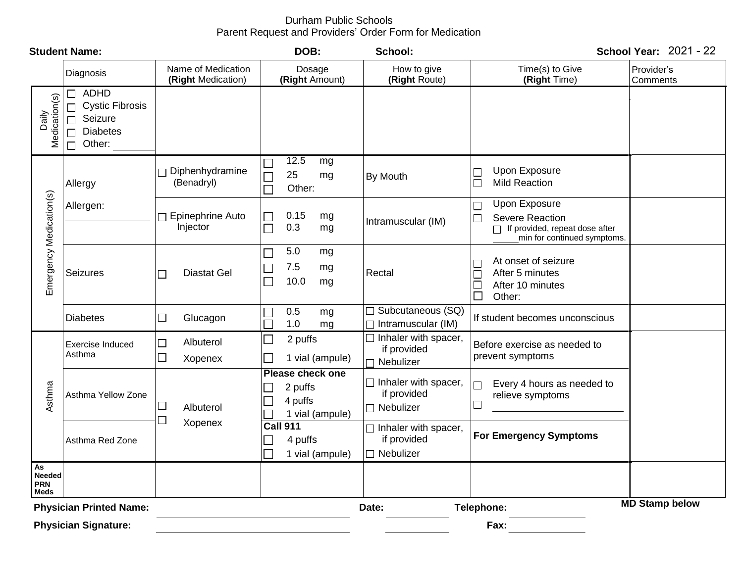Durham Public Schools
Parent Request and Providers' Order Form for Medication

**Student Name:** **DOB:** **School:** **School Year:** 2021 - 22

| | Diagnosis | Name of Medication (**Right** Medication) | Dosage (**Right** Amount) | How to give (**Right** Route) | Time(s) to Give (**Right** Time) | Provider's Comments |
|---|---|---|---|---|---|---|
| Daily Medication(s) | ☐ ADHD<br>☐ Cystic Fibrosis<br>☐ Seizure<br>☐ Diabetes<br>☐ Other: ______ | | | | | |
| Emergency Medication(s) | Allergy<br>Allergen: ______________ | ☐ Diphenhydramine (Benadryl) | ☐ 12.5 mg<br>☐ 25 mg<br>☐ Other: | By Mouth | ☐ Upon Exposure<br>☐ Mild Reaction | |
| | | ☐ Epinephrine Auto Injector | ☐ 0.15 mg<br>☐ 0.3 mg | Intramuscular (IM) | ☐ Upon Exposure<br>☐ Severe Reaction<br>☐ If provided, repeat dose after _____min for continued symptoms. | |
| | Seizures | ☐ Diastat Gel | ☐ 5.0 mg<br>☐ 7.5 mg<br>☐ 10.0 mg | Rectal | ☐ At onset of seizure<br>☐ After 5 minutes<br>☐ After 10 minutes<br>☐ Other: | |
| | Diabetes | ☐ Glucagon | ☐ 0.5 mg<br>☐ 1.0 mg | ☐ Subcutaneous (SQ)<br>☐ Intramuscular (IM) | If student becomes unconscious | |
| Asthma | Exercise Induced Asthma | ☐ Albuterol<br>☐ Xopenex | ☐ 2 puffs<br>☐ 1 vial (ampule) | ☐ Inhaler with spacer, if provided<br>☐ Nebulizer | Before exercise as needed to prevent symptoms | |
| | Asthma Yellow Zone | ☐ Albuterol<br>☐ Xopenex | **Please check one**<br>☐ 2 puffs<br>☐ 4 puffs<br>☐ 1 vial (ampule) | ☐ Inhaler with spacer, if provided<br>☐ Nebulizer | ☐ Every 4 hours as needed to relieve symptoms<br>☐ ______________________ | |
| | Asthma Red Zone | | **Call 911**<br>☐ 4 puffs<br>☐ 1 vial (ampule) | ☐ Inhaler with spacer, if provided<br>☐ Nebulizer | **For Emergency Symptoms** | |
| As Needed PRN Meds | | | | | | |

**Physician Printed Name:** ______________________ **Date:** __________ **Telephone:** ____________ **MD Stamp below**

**Physician Signature:** ______________________ __________ **Fax:** ____________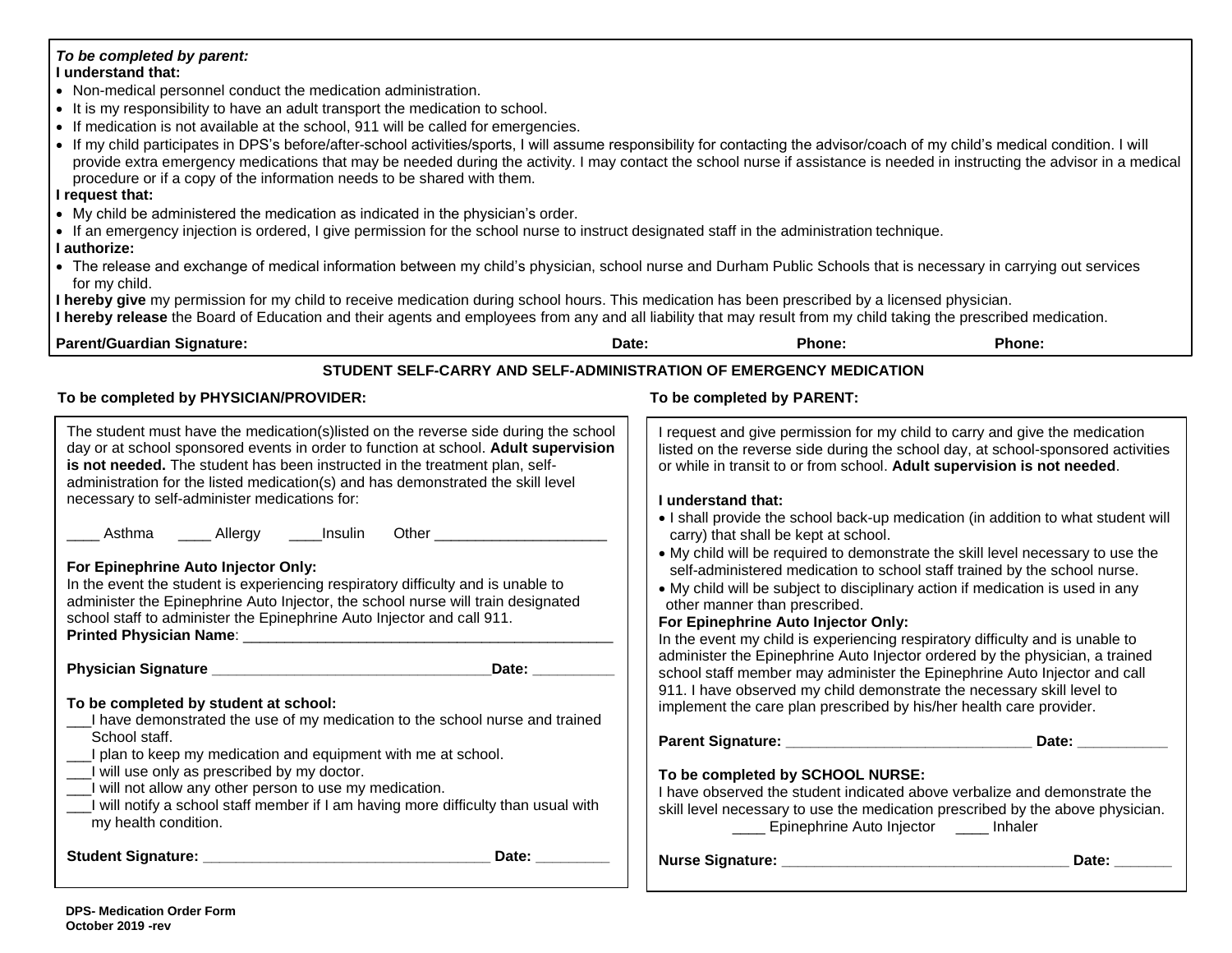***To be completed by parent:***

**I understand that:**

- Non-medical personnel conduct the medication administration.
- It is my responsibility to have an adult transport the medication to school.
- If medication is not available at the school, 911 will be called for emergencies.
- If my child participates in DPS's before/after-school activities/sports, I will assume responsibility for contacting the advisor/coach of my child's medical condition. I will provide extra emergency medications that may be needed during the activity. I may contact the school nurse if assistance is needed in instructing the advisor in a medical procedure or if a copy of the information needs to be shared with them.

**I request that:**

- My child be administered the medication as indicated in the physician's order.
- If an emergency injection is ordered, I give permission for the school nurse to instruct designated staff in the administration technique.

**I authorize:**

- The release and exchange of medical information between my child's physician, school nurse and Durham Public Schools that is necessary in carrying out services for my child.

**I hereby give** my permission for my child to receive medication during school hours. This medication has been prescribed by a licensed physician.

**I hereby release** the Board of Education and their agents and employees from any and all liability that may result from my child taking the prescribed medication.

**Parent/Guardian Signature:** **Date:** **Phone:** **Phone:**

## STUDENT SELF-CARRY AND SELF-ADMINISTRATION OF EMERGENCY MEDICATION

### To be completed by PHYSICIAN/PROVIDER:

The student must have the medication(s)listed on the reverse side during the school day or at school sponsored events in order to function at school. **Adult supervision is not needed.** The student has been instructed in the treatment plan, self-administration for the listed medication(s) and has demonstrated the skill level necessary to self-administer medications for:

____ Asthma ____ Allergy ____Insulin Other ____________________

**For Epinephrine Auto Injector Only:**
In the event the student is experiencing respiratory difficulty and is unable to administer the Epinephrine Auto Injector, the school nurse will train designated school staff to administer the Epinephrine Auto Injector and call 911.

**Printed Physician Name**: ______________________________________________

**Physician Signature** _________________________________**Date:** __________

**To be completed by student at school:**

___I have demonstrated the use of my medication to the school nurse and trained School staff.
___I plan to keep my medication and equipment with me at school.
___I will use only as prescribed by my doctor.
___I will not allow any other person to use my medication.
___I will notify a school staff member if I am having more difficulty than usual with my health condition.

**Student Signature:** __________________________________ **Date:** _________

### To be completed by PARENT:

I request and give permission for my child to carry and give the medication listed on the reverse side during the school day, at school-sponsored activities or while in transit to or from school. **Adult supervision is not needed**.

**I understand that:**

- I shall provide the school back-up medication (in addition to what student will carry) that shall be kept at school.
- My child will be required to demonstrate the skill level necessary to use the self-administered medication to school staff trained by the school nurse.
- My child will be subject to disciplinary action if medication is used in any other manner than prescribed.

**For Epinephrine Auto Injector Only:**
In the event my child is experiencing respiratory difficulty and is unable to administer the Epinephrine Auto Injector ordered by the physician, a trained school staff member may administer the Epinephrine Auto Injector and call 911. I have observed my child demonstrate the necessary skill level to implement the care plan prescribed by his/her health care provider.

**Parent Signature:** _____________________________ **Date:** ___________

**To be completed by SCHOOL NURSE:**
I have observed the student indicated above verbalize and demonstrate the skill level necessary to use the medication prescribed by the above physician.

____ Epinephrine Auto Injector ____ Inhaler

**Nurse Signature:** ___________________________________ **Date:** _______

**DPS- Medication Order Form**
**October 2019 -rev**